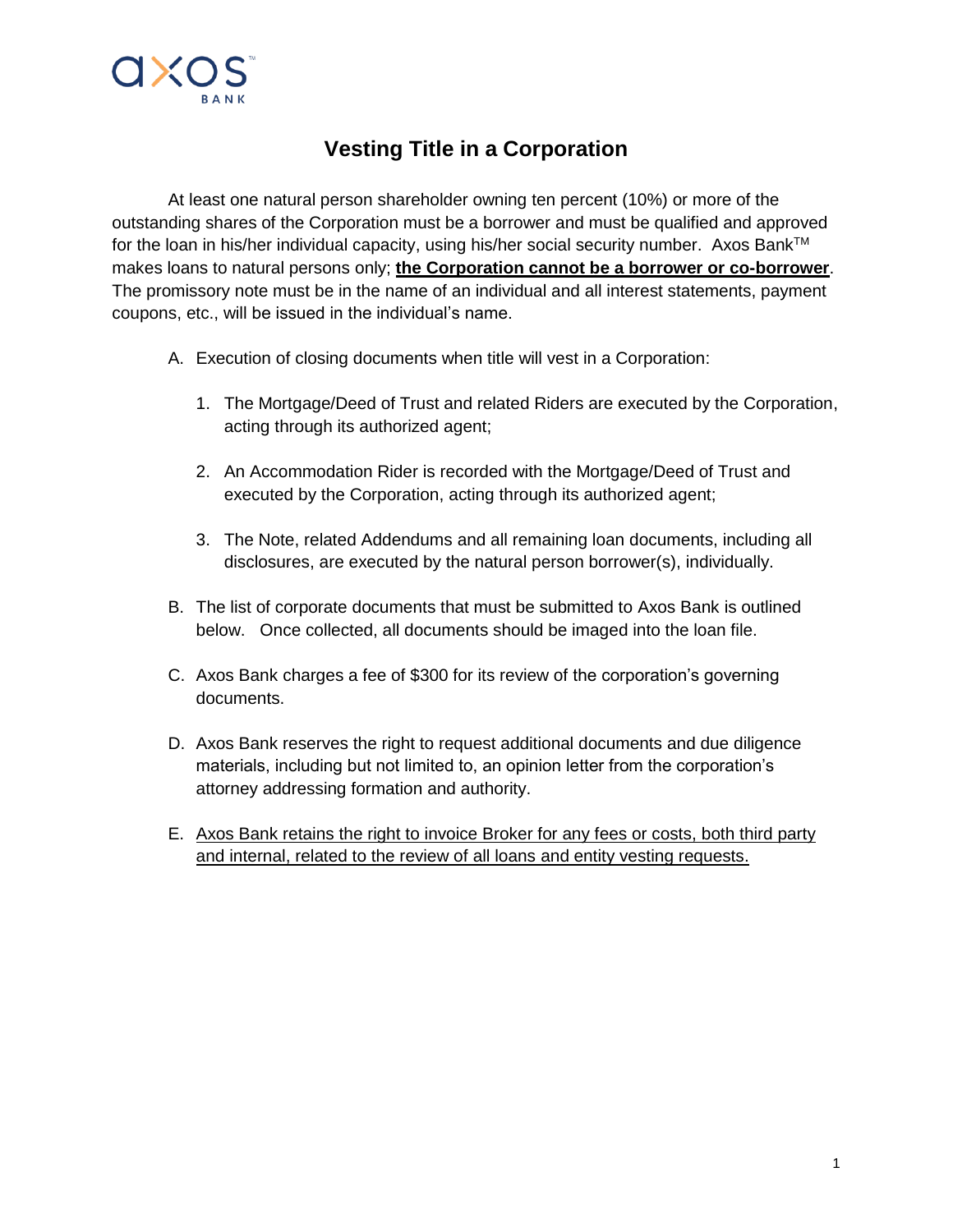# Vesting Title in a Corporation

At least one natural person shareholder owning ten percent (10%) or more of the outstanding shares of the Corporation must be a borrower and must be qualified and approved for the loan in his/her individual capacity, using his/her social security number. Axos Bank$^{TM}$ makes loans to natural persons only; **the Corporation cannot be a borrower or co-borrower**. The promissory note must be in the name of an individual and all interest statements, payment coupons, etc., will be issued in the individual's name.

A. Execution of closing documents when title will vest in a Corporation:

   1. The Mortgage/Deed of Trust and related Riders are executed by the Corporation, acting through its authorized agent;

   2. An Accommodation Rider is recorded with the Mortgage/Deed of Trust and executed by the Corporation, acting through its authorized agent;

   3. The Note, related Addendums and all remaining loan documents, including all disclosures, are executed by the natural person borrower(s), individually.

B. The list of corporate documents that must be submitted to Axos Bank is outlined below. Once collected, all documents should be imaged into the loan file.

C. Axos Bank charges a fee of $300 for its review of the corporation's governing documents.

D. Axos Bank reserves the right to request additional documents and due diligence materials, including but not limited to, an opinion letter from the corporation's attorney addressing formation and authority.

E. Axos Bank retains the right to invoice Broker for any fees or costs, both third party and internal, related to the review of all loans and entity vesting requests.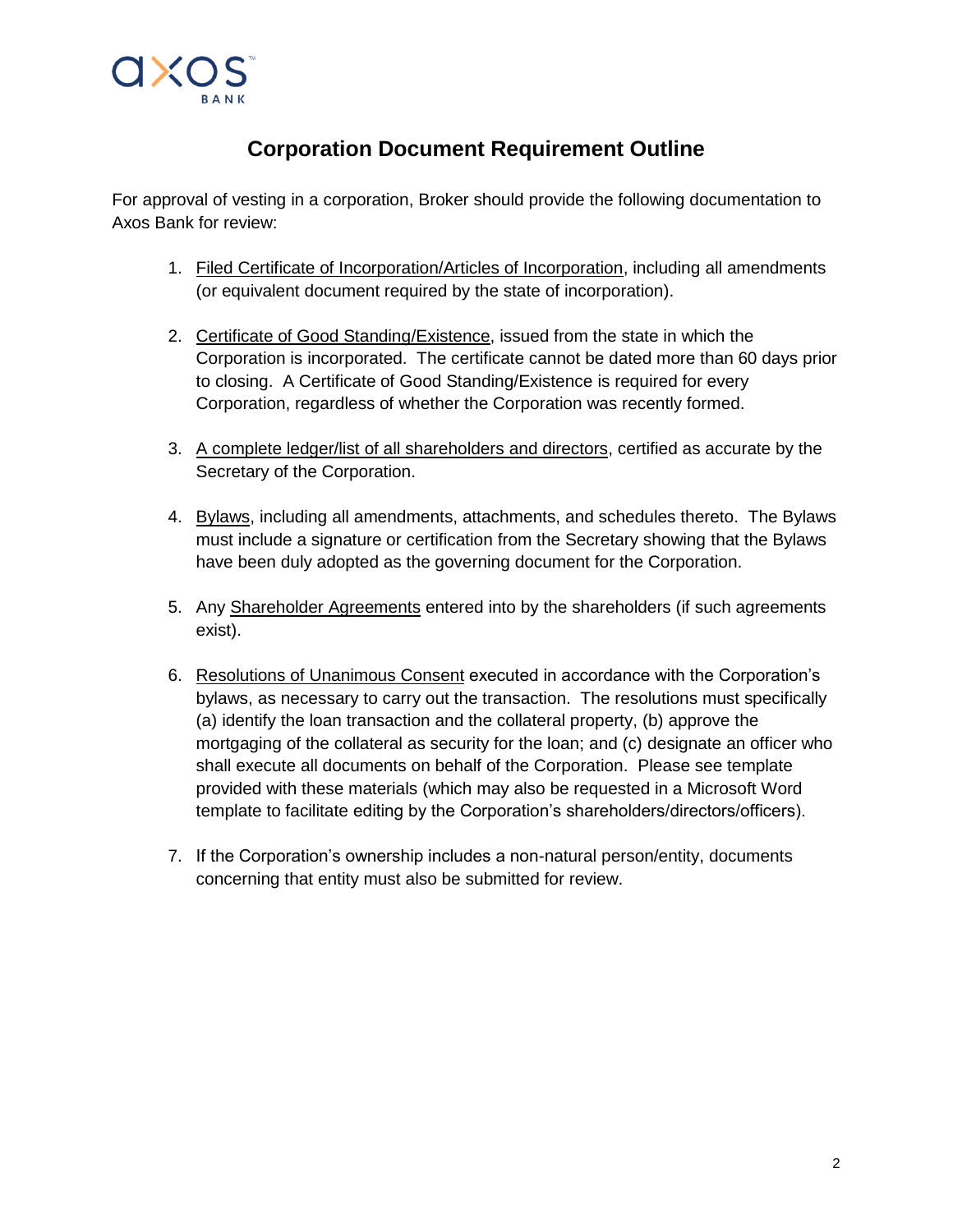# Corporation Document Requirement Outline

For approval of vesting in a corporation, Broker should provide the following documentation to Axos Bank for review:

1. Filed Certificate of Incorporation/Articles of Incorporation, including all amendments (or equivalent document required by the state of incorporation).

2. Certificate of Good Standing/Existence, issued from the state in which the Corporation is incorporated. The certificate cannot be dated more than 60 days prior to closing. A Certificate of Good Standing/Existence is required for every Corporation, regardless of whether the Corporation was recently formed.

3. A complete ledger/list of all shareholders and directors, certified as accurate by the Secretary of the Corporation.

4. Bylaws, including all amendments, attachments, and schedules thereto. The Bylaws must include a signature or certification from the Secretary showing that the Bylaws have been duly adopted as the governing document for the Corporation.

5. Any Shareholder Agreements entered into by the shareholders (if such agreements exist).

6. Resolutions of Unanimous Consent executed in accordance with the Corporation's bylaws, as necessary to carry out the transaction. The resolutions must specifically (a) identify the loan transaction and the collateral property, (b) approve the mortgaging of the collateral as security for the loan; and (c) designate an officer who shall execute all documents on behalf of the Corporation. Please see template provided with these materials (which may also be requested in a Microsoft Word template to facilitate editing by the Corporation's shareholders/directors/officers).

7. If the Corporation's ownership includes a non-natural person/entity, documents concerning that entity must also be submitted for review.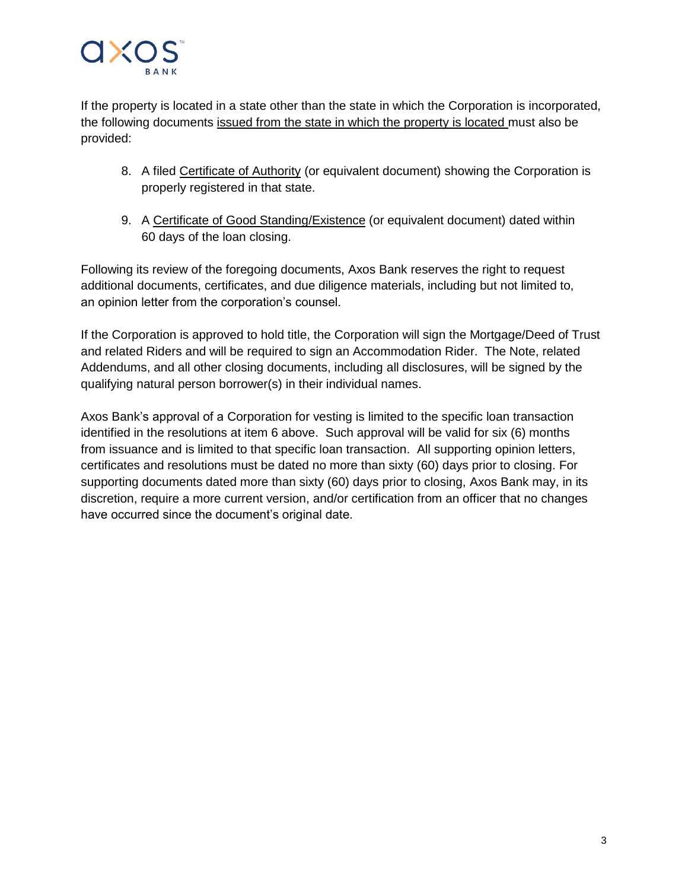If the property is located in a state other than the state in which the Corporation is incorporated, the following documents issued from the state in which the property is located must also be provided:

8. A filed Certificate of Authority (or equivalent document) showing the Corporation is properly registered in that state.

9. A Certificate of Good Standing/Existence (or equivalent document) dated within 60 days of the loan closing.

Following its review of the foregoing documents, Axos Bank reserves the right to request additional documents, certificates, and due diligence materials, including but not limited to, an opinion letter from the corporation's counsel.

If the Corporation is approved to hold title, the Corporation will sign the Mortgage/Deed of Trust and related Riders and will be required to sign an Accommodation Rider. The Note, related Addendums, and all other closing documents, including all disclosures, will be signed by the qualifying natural person borrower(s) in their individual names.

Axos Bank's approval of a Corporation for vesting is limited to the specific loan transaction identified in the resolutions at item 6 above. Such approval will be valid for six (6) months from issuance and is limited to that specific loan transaction. All supporting opinion letters, certificates and resolutions must be dated no more than sixty (60) days prior to closing. For supporting documents dated more than sixty (60) days prior to closing, Axos Bank may, in its discretion, require a more current version, and/or certification from an officer that no changes have occurred since the document's original date.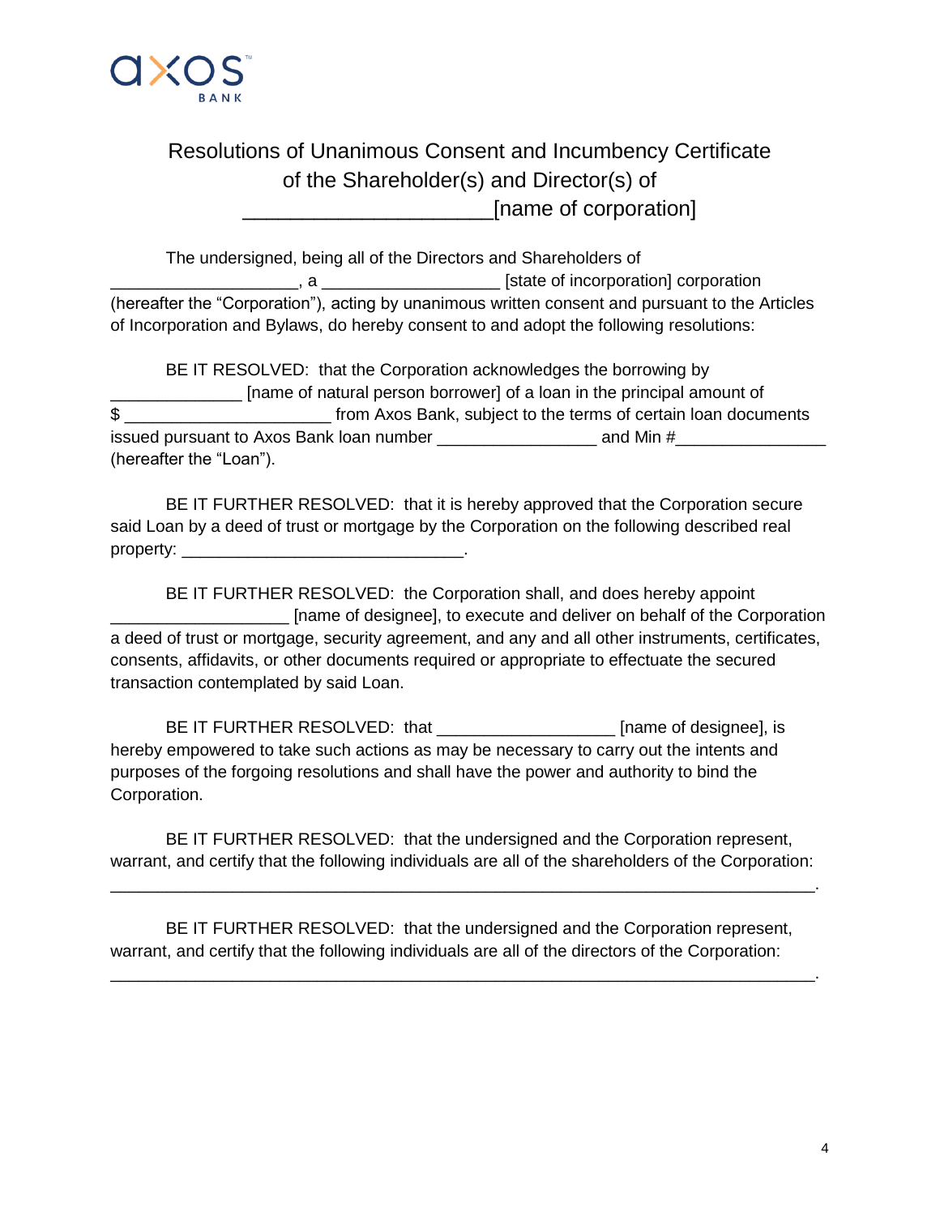# Resolutions of Unanimous Consent and Incumbency Certificate of the Shareholder(s) and Director(s) of _____________________[name of corporation]

The undersigned, being all of the Directors and Shareholders of ____________________, a __________________ [state of incorporation] corporation (hereafter the "Corporation"), acting by unanimous written consent and pursuant to the Articles of Incorporation and Bylaws, do hereby consent to and adopt the following resolutions:

BE IT RESOLVED: that the Corporation acknowledges the borrowing by ______________ [name of natural person borrower] of a loan in the principal amount of $ ______________________ from Axos Bank, subject to the terms of certain loan documents issued pursuant to Axos Bank loan number ________________ and Min #________________ (hereafter the "Loan").

BE IT FURTHER RESOLVED: that it is hereby approved that the Corporation secure said Loan by a deed of trust or mortgage by the Corporation on the following described real property: ______________________________.

BE IT FURTHER RESOLVED: the Corporation shall, and does hereby appoint __________________ [name of designee], to execute and deliver on behalf of the Corporation a deed of trust or mortgage, security agreement, and any and all other instruments, certificates, consents, affidavits, or other documents required or appropriate to effectuate the secured transaction contemplated by said Loan.

BE IT FURTHER RESOLVED: that __________________ [name of designee], is hereby empowered to take such actions as may be necessary to carry out the intents and purposes of the forgoing resolutions and shall have the power and authority to bind the Corporation.

BE IT FURTHER RESOLVED: that the undersigned and the Corporation represent, warrant, and certify that the following individuals are all of the shareholders of the Corporation: ____________________________________________________________________________.

BE IT FURTHER RESOLVED: that the undersigned and the Corporation represent, warrant, and certify that the following individuals are all of the directors of the Corporation: ____________________________________________________________________________.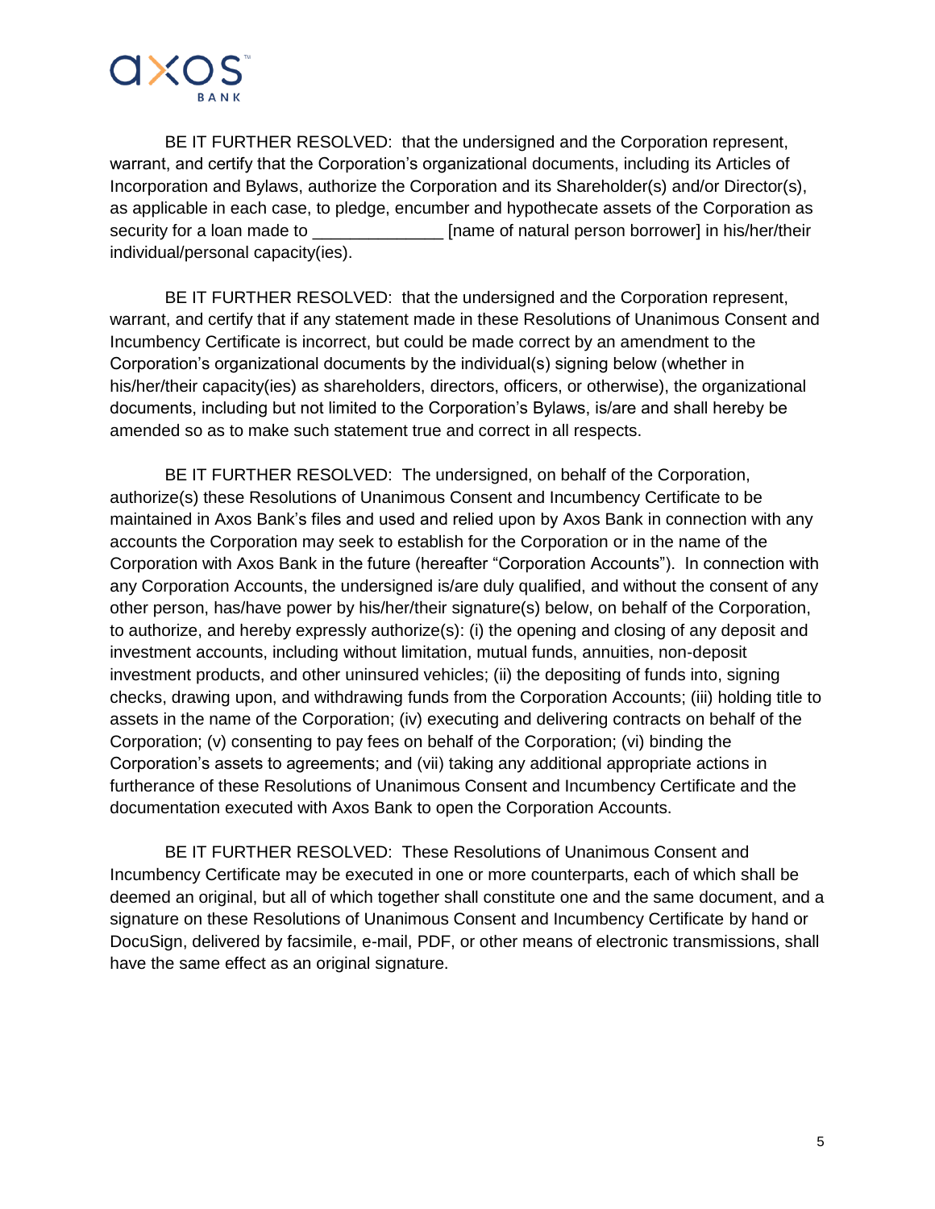BE IT FURTHER RESOLVED: that the undersigned and the Corporation represent, warrant, and certify that the Corporation's organizational documents, including its Articles of Incorporation and Bylaws, authorize the Corporation and its Shareholder(s) and/or Director(s), as applicable in each case, to pledge, encumber and hypothecate assets of the Corporation as security for a loan made to ______________ [name of natural person borrower] in his/her/their individual/personal capacity(ies).

BE IT FURTHER RESOLVED: that the undersigned and the Corporation represent, warrant, and certify that if any statement made in these Resolutions of Unanimous Consent and Incumbency Certificate is incorrect, but could be made correct by an amendment to the Corporation's organizational documents by the individual(s) signing below (whether in his/her/their capacity(ies) as shareholders, directors, officers, or otherwise), the organizational documents, including but not limited to the Corporation's Bylaws, is/are and shall hereby be amended so as to make such statement true and correct in all respects.

BE IT FURTHER RESOLVED: The undersigned, on behalf of the Corporation, authorize(s) these Resolutions of Unanimous Consent and Incumbency Certificate to be maintained in Axos Bank's files and used and relied upon by Axos Bank in connection with any accounts the Corporation may seek to establish for the Corporation or in the name of the Corporation with Axos Bank in the future (hereafter "Corporation Accounts"). In connection with any Corporation Accounts, the undersigned is/are duly qualified, and without the consent of any other person, has/have power by his/her/their signature(s) below, on behalf of the Corporation, to authorize, and hereby expressly authorize(s): (i) the opening and closing of any deposit and investment accounts, including without limitation, mutual funds, annuities, non-deposit investment products, and other uninsured vehicles; (ii) the depositing of funds into, signing checks, drawing upon, and withdrawing funds from the Corporation Accounts; (iii) holding title to assets in the name of the Corporation; (iv) executing and delivering contracts on behalf of the Corporation; (v) consenting to pay fees on behalf of the Corporation; (vi) binding the Corporation's assets to agreements; and (vii) taking any additional appropriate actions in furtherance of these Resolutions of Unanimous Consent and Incumbency Certificate and the documentation executed with Axos Bank to open the Corporation Accounts.

BE IT FURTHER RESOLVED: These Resolutions of Unanimous Consent and Incumbency Certificate may be executed in one or more counterparts, each of which shall be deemed an original, but all of which together shall constitute one and the same document, and a signature on these Resolutions of Unanimous Consent and Incumbency Certificate by hand or DocuSign, delivered by facsimile, e-mail, PDF, or other means of electronic transmissions, shall have the same effect as an original signature.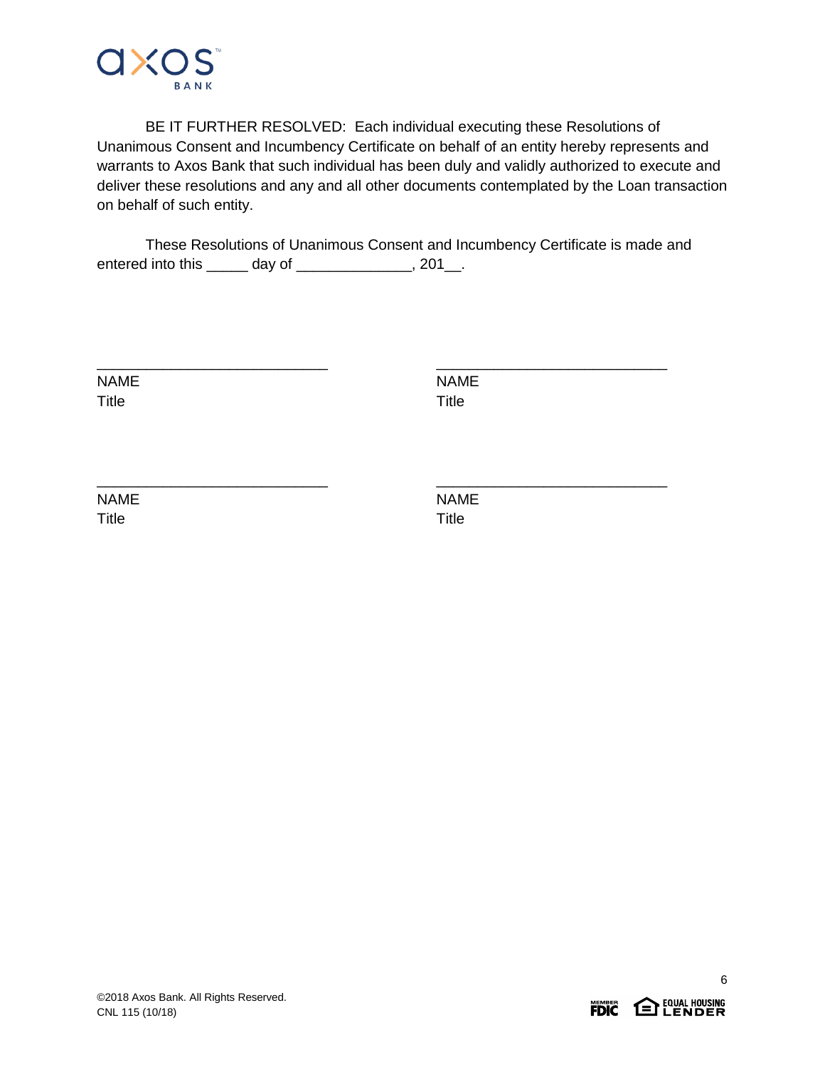BE IT FURTHER RESOLVED: Each individual executing these Resolutions of Unanimous Consent and Incumbency Certificate on behalf of an entity hereby represents and warrants to Axos Bank that such individual has been duly and validly authorized to execute and deliver these resolutions and any and all other documents contemplated by the Loan transaction on behalf of such entity.

These Resolutions of Unanimous Consent and Incumbency Certificate is made and entered into this _____ day of ______________, 201__.

| | |
|---|---|
| ____________________________ | ____________________________ |
| NAME | NAME |
| Title | Title |
| ____________________________ | ____________________________ |
| NAME | NAME |
| Title | Title |

©2018 Axos Bank. All Rights Reserved.
CNL 115 (10/18)